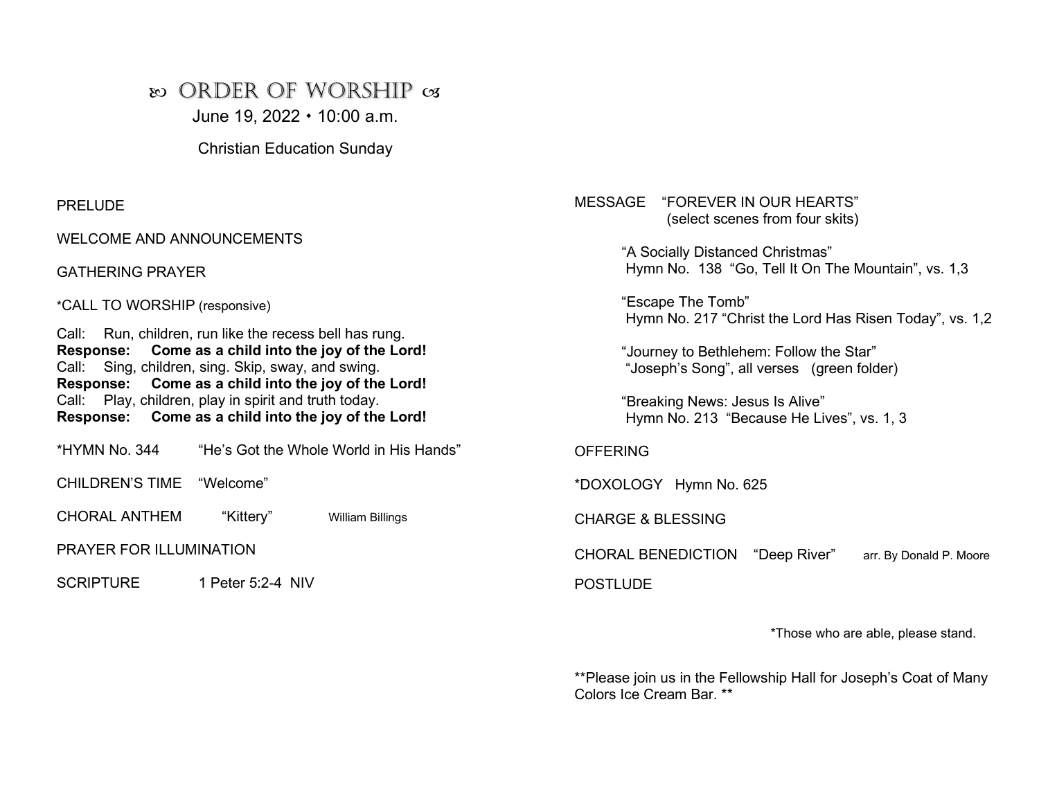# ꕥ ORDER OF WORSHIP ꕥ

June 19, 2022 • 10:00 a.m.

Christian Education Sunday

PRELUDE

WELCOME AND ANNOUNCEMENTS

GATHERING PRAYER

*CALL TO WORSHIP (responsive)

Call: Run, children, run like the recess bell has rung.
**Response: Come as a child into the joy of the Lord!**
Call: Sing, children, sing. Skip, sway, and swing.
**Response: Come as a child into the joy of the Lord!**
Call: Play, children, play in spirit and truth today.
**Response: Come as a child into the joy of the Lord!**

*HYMN No. 344 "He's Got the Whole World in His Hands"

CHILDREN'S TIME "Welcome"

CHORAL ANTHEM "Kittery" William Billings

PRAYER FOR ILLUMINATION

SCRIPTURE 1 Peter 5:2-4 NIV

MESSAGE "FOREVER IN OUR HEARTS"
(select scenes from four skits)

"A Socially Distanced Christmas"
Hymn No. 138 "Go, Tell It On The Mountain", vs. 1,3

"Escape The Tomb"
Hymn No. 217 "Christ the Lord Has Risen Today", vs. 1,2

"Journey to Bethlehem: Follow the Star"
"Joseph's Song", all verses (green folder)

"Breaking News: Jesus Is Alive"
Hymn No. 213 "Because He Lives", vs. 1, 3

OFFERING

*DOXOLOGY Hymn No. 625

CHARGE & BLESSING

CHORAL BENEDICTION "Deep River" arr. By Donald P. Moore

POSTLUDE

*Those who are able, please stand.

**Please join us in the Fellowship Hall for Joseph's Coat of Many Colors Ice Cream Bar. **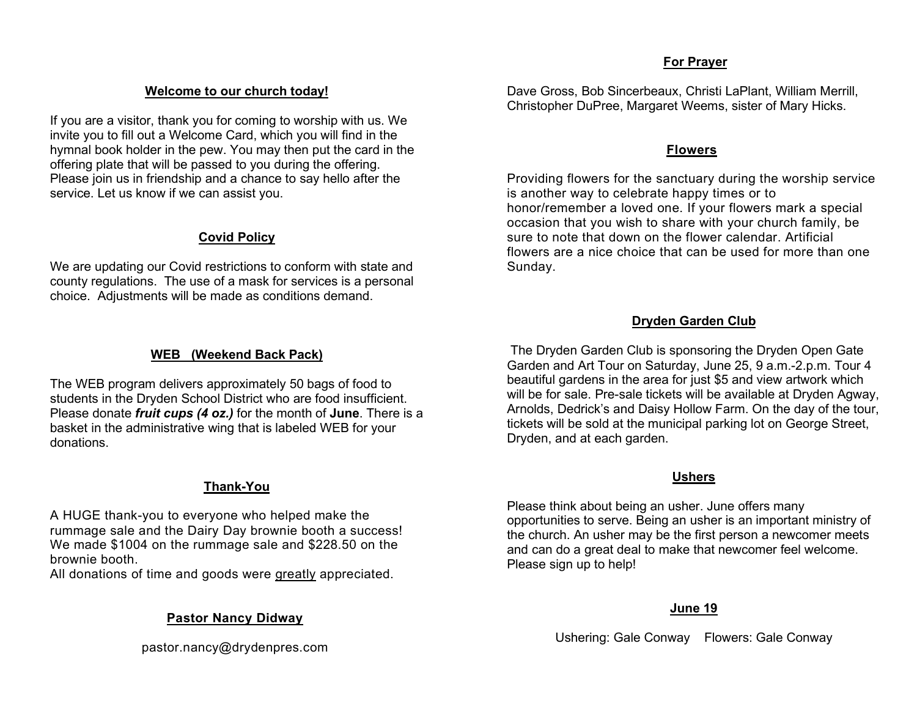## Welcome to our church today!

If you are a visitor, thank you for coming to worship with us. We invite you to fill out a Welcome Card, which you will find in the hymnal book holder in the pew. You may then put the card in the offering plate that will be passed to you during the offering. Please join us in friendship and a chance to say hello after the service. Let us know if we can assist you.

## Covid Policy

We are updating our Covid restrictions to conform with state and county regulations. The use of a mask for services is a personal choice. Adjustments will be made as conditions demand.

## WEB (Weekend Back Pack)

The WEB program delivers approximately 50 bags of food to students in the Dryden School District who are food insufficient. Please donate ***fruit cups (4 oz.)*** for the month of **June**. There is a basket in the administrative wing that is labeled WEB for your donations.

## Thank-You

A HUGE thank-you to everyone who helped make the rummage sale and the Dairy Day brownie booth a success! We made $1004 on the rummage sale and $228.50 on the brownie booth.
All donations of time and goods were <u>greatly</u> appreciated.

## Pastor Nancy Didway

pastor.nancy@drydenpres.com

## For Prayer

Dave Gross, Bob Sincerbeaux, Christi LaPlant, William Merrill, Christopher DuPree, Margaret Weems, sister of Mary Hicks.

## Flowers

Providing flowers for the sanctuary during the worship service is another way to celebrate happy times or to honor/remember a loved one. If your flowers mark a special occasion that you wish to share with your church family, be sure to note that down on the flower calendar. Artificial flowers are a nice choice that can be used for more than one Sunday.

## Dryden Garden Club

The Dryden Garden Club is sponsoring the Dryden Open Gate Garden and Art Tour on Saturday, June 25, 9 a.m.-2.p.m. Tour 4 beautiful gardens in the area for just $5 and view artwork which will be for sale. Pre-sale tickets will be available at Dryden Agway, Arnolds, Dedrick's and Daisy Hollow Farm. On the day of the tour, tickets will be sold at the municipal parking lot on George Street, Dryden, and at each garden.

## Ushers

Please think about being an usher. June offers many opportunities to serve. Being an usher is an important ministry of the church. An usher may be the first person a newcomer meets and can do a great deal to make that newcomer feel welcome. Please sign up to help!

## June 19

Ushering: Gale Conway Flowers: Gale Conway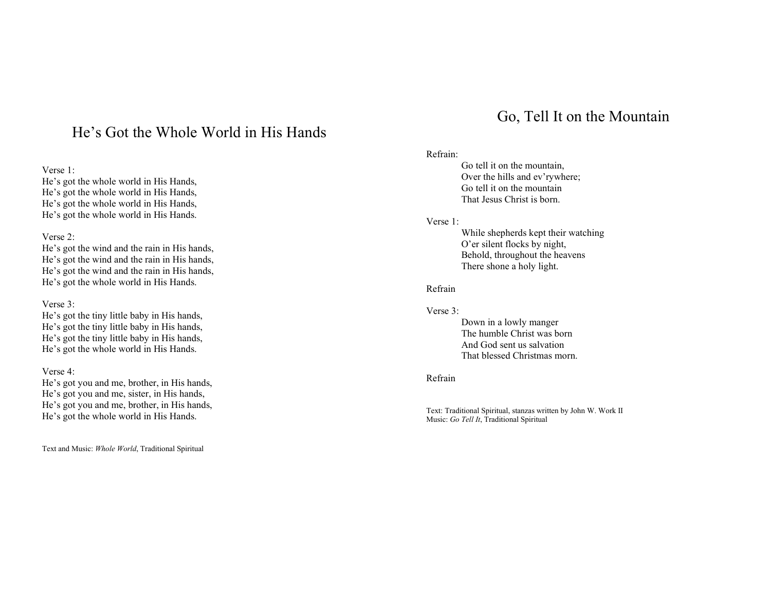## He’s Got the Whole World in His Hands

Verse 1:
He’s got the whole world in His Hands,
He’s got the whole world in His Hands,
He’s got the whole world in His Hands,
He’s got the whole world in His Hands.

Verse 2:
He’s got the wind and the rain in His hands,
He’s got the wind and the rain in His hands,
He’s got the wind and the rain in His hands,
He’s got the whole world in His Hands.

Verse 3:
He’s got the tiny little baby in His hands,
He’s got the tiny little baby in His hands,
He’s got the tiny little baby in His hands,
He’s got the whole world in His Hands.

Verse 4:
He’s got you and me, brother, in His hands,
He’s got you and me, sister, in His hands,
He’s got you and me, brother, in His hands,
He’s got the whole world in His Hands.

Text and Music: *Whole World*, Traditional Spiritual

## Go, Tell It on the Mountain

Refrain:
Go tell it on the mountain,
Over the hills and ev’rywhere;
Go tell it on the mountain
That Jesus Christ is born.

Verse 1:
While shepherds kept their watching
O’er silent flocks by night,
Behold, throughout the heavens
There shone a holy light.

Refrain

Verse 3:
Down in a lowly manger
The humble Christ was born
And God sent us salvation
That blessed Christmas morn.

Refrain

Text: Traditional Spiritual, stanzas written by John W. Work II
Music: *Go Tell It*, Traditional Spiritual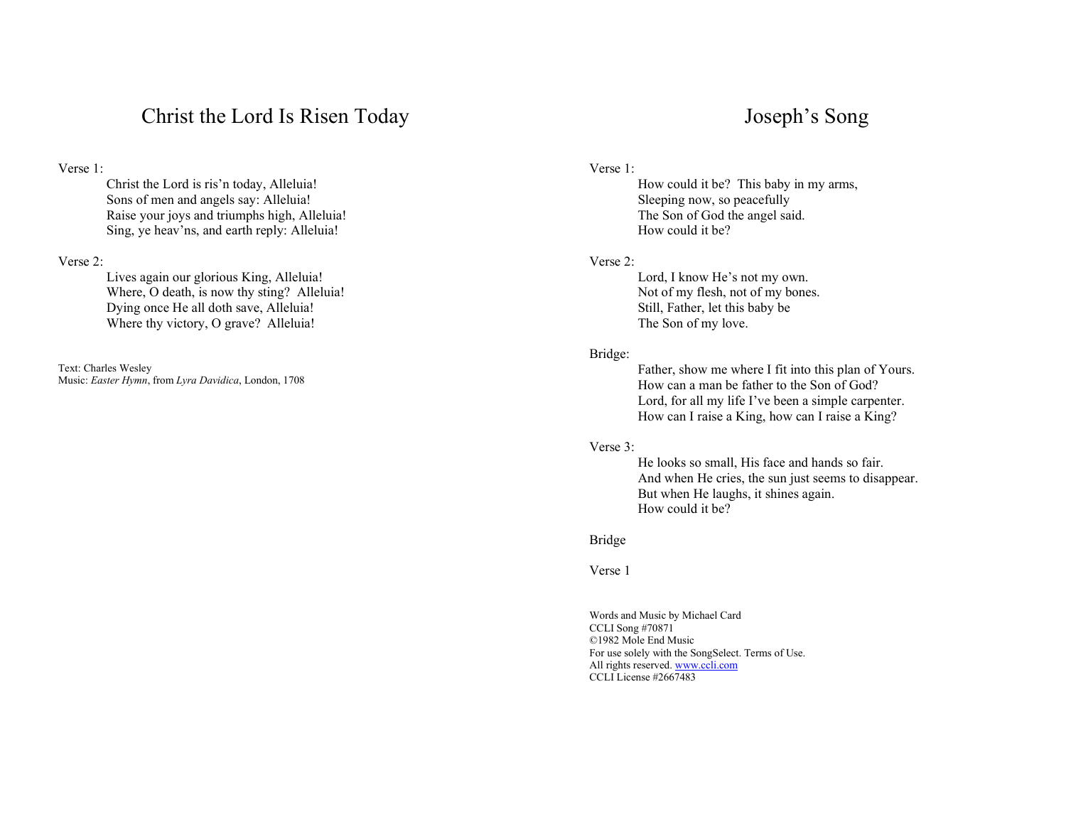# Christ the Lord Is Risen Today

Verse 1:

Christ the Lord is ris'n today, Alleluia!
Sons of men and angels say: Alleluia!
Raise your joys and triumphs high, Alleluia!
Sing, ye heav'ns, and earth reply: Alleluia!

Verse 2:

Lives again our glorious King, Alleluia!
Where, O death, is now thy sting? Alleluia!
Dying once He all doth save, Alleluia!
Where thy victory, O grave? Alleluia!

Text: Charles Wesley
Music: *Easter Hymn*, from *Lyra Davidica*, London, 1708

# Joseph's Song

Verse 1:

How could it be? This baby in my arms,
Sleeping now, so peacefully
The Son of God the angel said.
How could it be?

Verse 2:

Lord, I know He's not my own.
Not of my flesh, not of my bones.
Still, Father, let this baby be
The Son of my love.

Bridge:

Father, show me where I fit into this plan of Yours.
How can a man be father to the Son of God?
Lord, for all my life I've been a simple carpenter.
How can I raise a King, how can I raise a King?

Verse 3:

He looks so small, His face and hands so fair.
And when He cries, the sun just seems to disappear.
But when He laughs, it shines again.
How could it be?

Bridge

Verse 1

Words and Music by Michael Card
CCLI Song #70871
©1982 Mole End Music
For use solely with the SongSelect. Terms of Use.
All rights reserved. www.ccli.com
CCLI License #2667483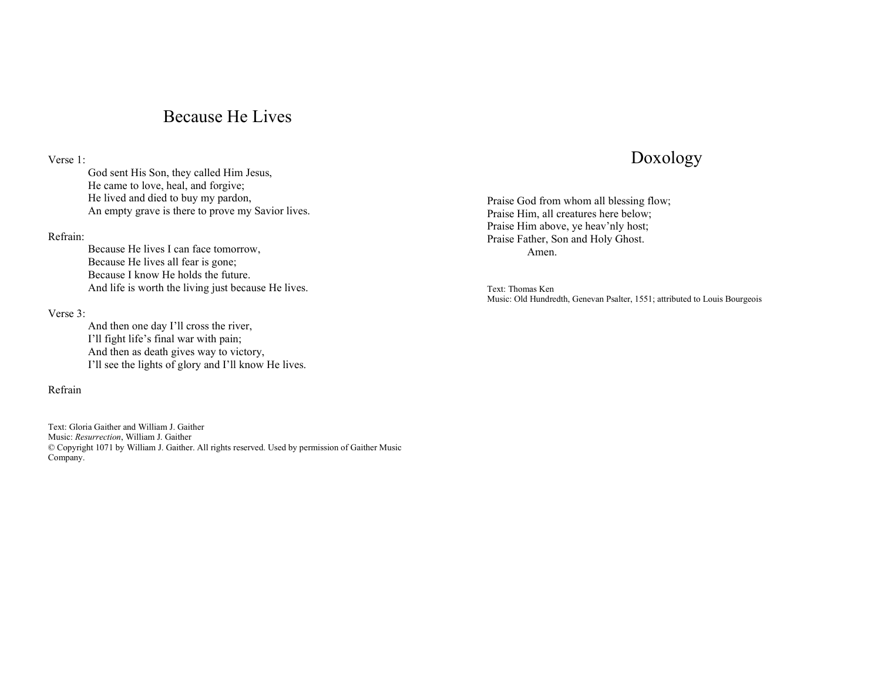# Because He Lives

Verse 1:

God sent His Son, they called Him Jesus,
He came to love, heal, and forgive;
He lived and died to buy my pardon,
An empty grave is there to prove my Savior lives.

Refrain:

Because He lives I can face tomorrow,
Because He lives all fear is gone;
Because I know He holds the future.
And life is worth the living just because He lives.

Verse 3:

And then one day I'll cross the river,
I'll fight life's final war with pain;
And then as death gives way to victory,
I'll see the lights of glory and I'll know He lives.

Refrain

Text: Gloria Gaither and William J. Gaither
Music: *Resurrection*, William J. Gaither
© Copyright 1071 by William J. Gaither. All rights reserved. Used by permission of Gaither Music Company.

# Doxology

Praise God from whom all blessing flow;
Praise Him, all creatures here below;
Praise Him above, ye heav'nly host;
Praise Father, Son and Holy Ghost.
Amen.

Text: Thomas Ken
Music: Old Hundredth, Genevan Psalter, 1551; attributed to Louis Bourgeois